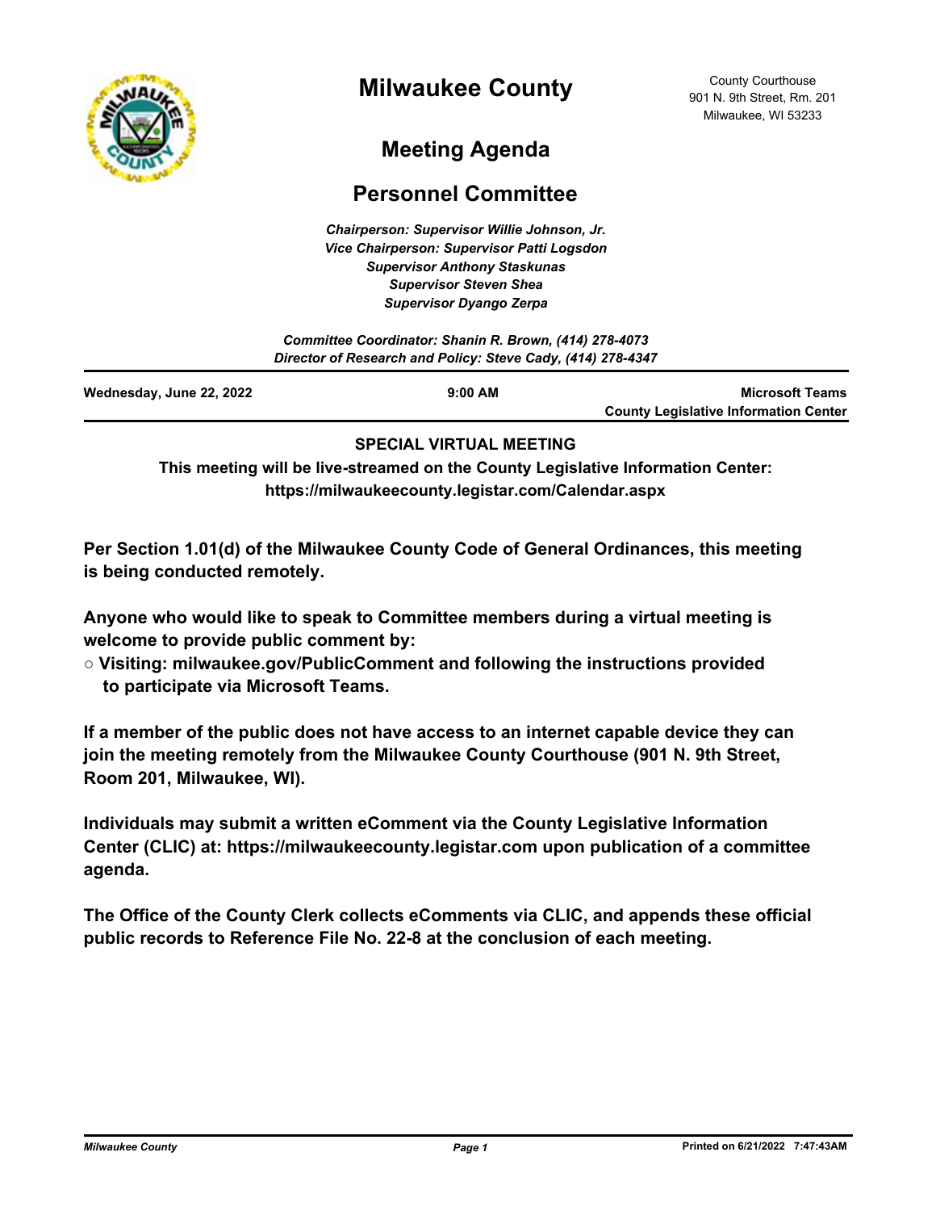# Milwaukee County

County Courthouse
901 N. 9th Street, Rm. 201
Milwaukee, WI 53233

## Meeting Agenda

## Personnel Committee

*Chairperson: Supervisor Willie Johnson, Jr.*
*Vice Chairperson: Supervisor Patti Logsdon*
*Supervisor Anthony Staskunas*
*Supervisor Steven Shea*
*Supervisor Dyango Zerpa*

*Committee Coordinator: Shanin R. Brown, (414) 278-4073*
*Director of Research and Policy: Steve Cady, (414) 278-4347*

| Wednesday, June 22, 2022 | 9:00 AM | Microsoft Teams<br>County Legislative Information Center |
|---|---|---|

**SPECIAL VIRTUAL MEETING**

**This meeting will be live-streamed on the County Legislative Information Center: https://milwaukeecounty.legistar.com/Calendar.aspx**

**Per Section 1.01(d) of the Milwaukee County Code of General Ordinances, this meeting is being conducted remotely.**

**Anyone who would like to speak to Committee members during a virtual meeting is welcome to provide public comment by:**

- **Visiting: milwaukee.gov/PublicComment and following the instructions provided to participate via Microsoft Teams.**

**If a member of the public does not have access to an internet capable device they can join the meeting remotely from the Milwaukee County Courthouse (901 N. 9th Street, Room 201, Milwaukee, WI).**

**Individuals may submit a written eComment via the County Legislative Information Center (CLIC) at: https://milwaukeecounty.legistar.com upon publication of a committee agenda.**

**The Office of the County Clerk collects eComments via CLIC, and appends these official public records to Reference File No. 22-8 at the conclusion of each meeting.**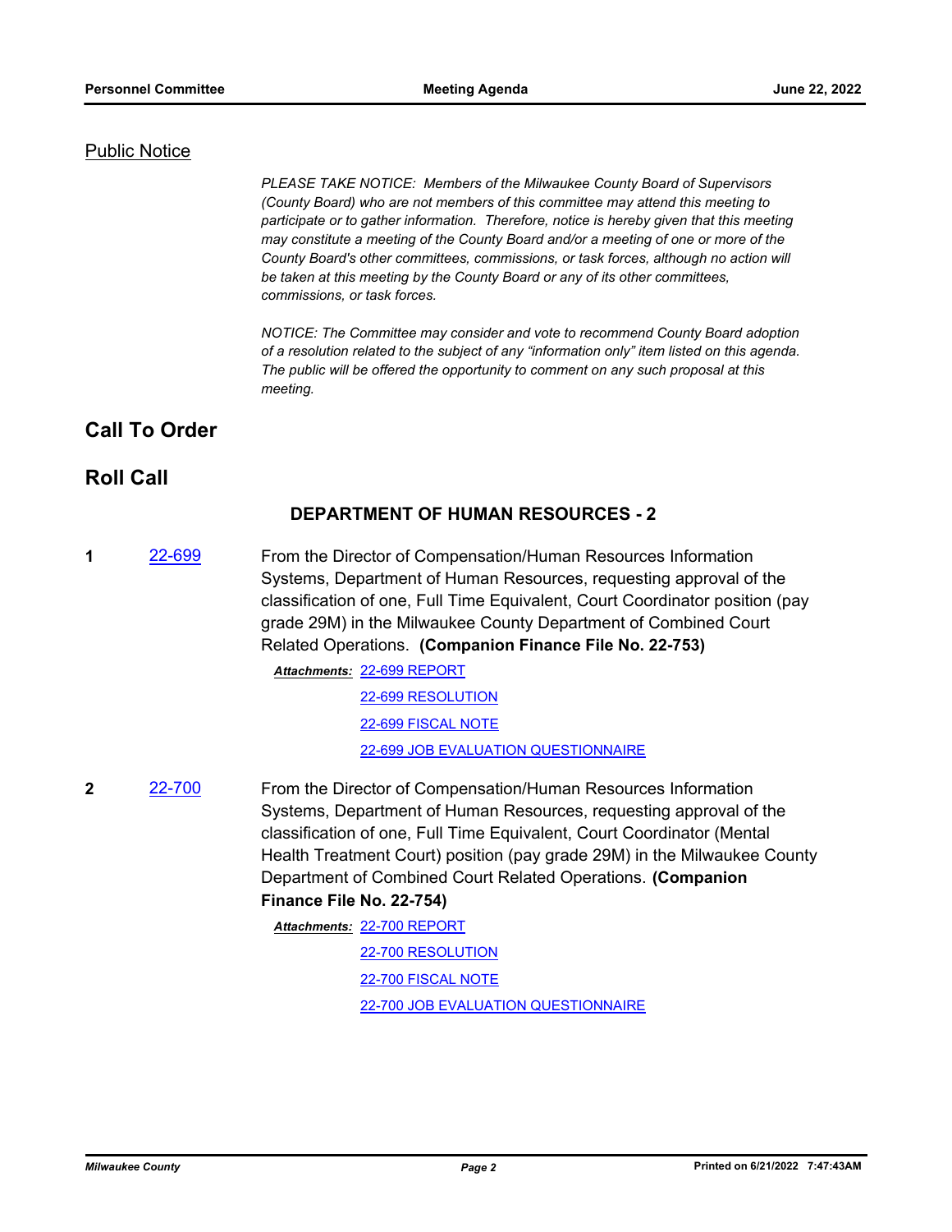## Public Notice

*PLEASE TAKE NOTICE: Members of the Milwaukee County Board of Supervisors (County Board) who are not members of this committee may attend this meeting to participate or to gather information. Therefore, notice is hereby given that this meeting may constitute a meeting of the County Board and/or a meeting of one or more of the County Board's other committees, commissions, or task forces, although no action will be taken at this meeting by the County Board or any of its other committees, commissions, or task forces.*

*NOTICE: The Committee may consider and vote to recommend County Board adoption of a resolution related to the subject of any "information only" item listed on this agenda. The public will be offered the opportunity to comment on any such proposal at this meeting.*

# Call To Order

# Roll Call

### DEPARTMENT OF HUMAN RESOURCES - 2

**1** 22-699

From the Director of Compensation/Human Resources Information Systems, Department of Human Resources, requesting approval of the classification of one, Full Time Equivalent, Court Coordinator position (pay grade 29M) in the Milwaukee County Department of Combined Court Related Operations. **(Companion Finance File No. 22-753)**

***Attachments:*** 22-699 REPORT
22-699 RESOLUTION
22-699 FISCAL NOTE
22-699 JOB EVALUATION QUESTIONNAIRE

**2** 22-700

From the Director of Compensation/Human Resources Information Systems, Department of Human Resources, requesting approval of the classification of one, Full Time Equivalent, Court Coordinator (Mental Health Treatment Court) position (pay grade 29M) in the Milwaukee County Department of Combined Court Related Operations. **(Companion Finance File No. 22-754)**

***Attachments:*** 22-700 REPORT
22-700 RESOLUTION
22-700 FISCAL NOTE
22-700 JOB EVALUATION QUESTIONNAIRE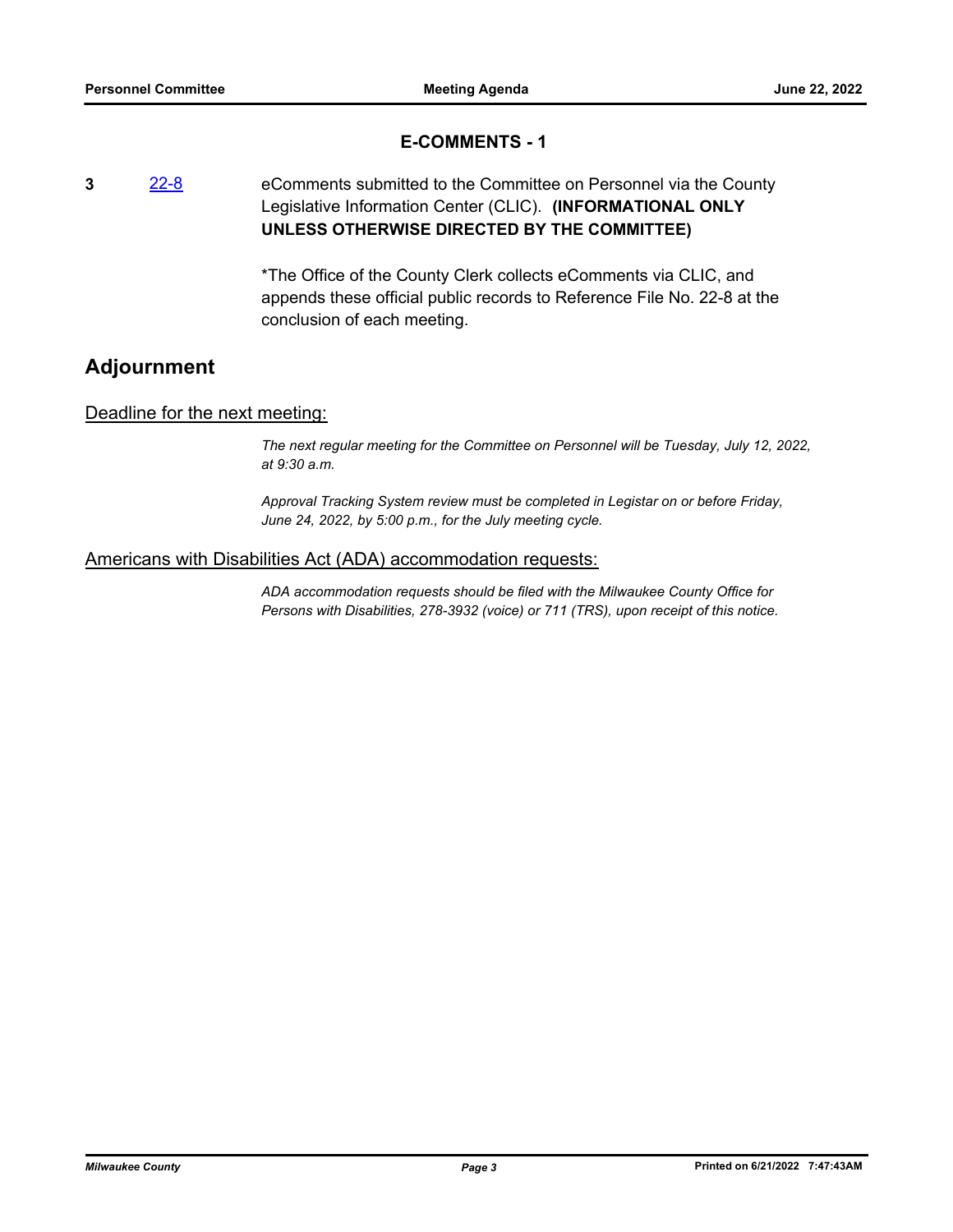### E-COMMENTS - 1

**3** 22-8 eComments submitted to the Committee on Personnel via the County Legislative Information Center (CLIC). **(INFORMATIONAL ONLY UNLESS OTHERWISE DIRECTED BY THE COMMITTEE)**

*The Office of the County Clerk collects eComments via CLIC, and appends these official public records to Reference File No. 22-8 at the conclusion of each meeting.

## Adjournment

Deadline for the next meeting:

*The next regular meeting for the Committee on Personnel will be Tuesday, July 12, 2022, at 9:30 a.m.*

*Approval Tracking System review must be completed in Legistar on or before Friday, June 24, 2022, by 5:00 p.m., for the July meeting cycle.*

Americans with Disabilities Act (ADA) accommodation requests:

*ADA accommodation requests should be filed with the Milwaukee County Office for Persons with Disabilities, 278-3932 (voice) or 711 (TRS), upon receipt of this notice.*